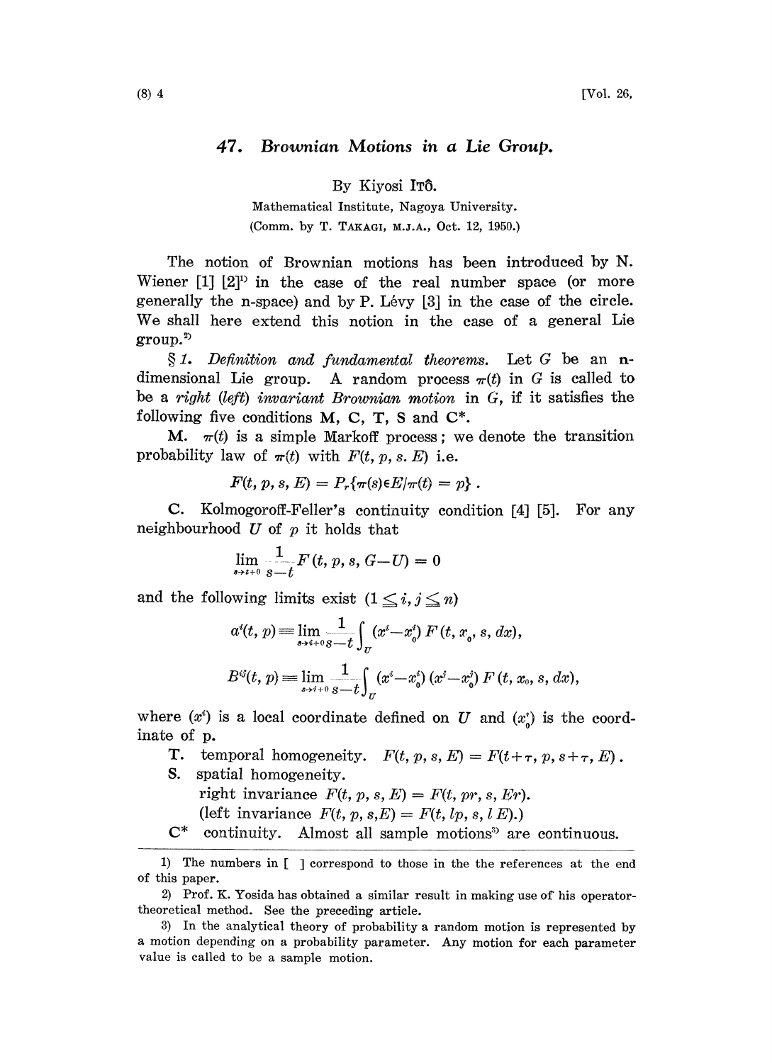# 47. *Brownian Motions in a Lie Group.*

By Kiyosi ITÔ.

Mathematical Institute, Nagoya University.

(Comm. by T. TAKAGI, M.J.A., Oct. 12, 1950.)

The notion of Brownian motions has been introduced by N. Wiener [1] [2][1] in the case of the real number space (or more generally the n-space) and by P. Lévy [3] in the case of the circle. We shall here extend this notion in the case of a general Lie group.[2]

§ 1. *Definition and fundamental theorems.* Let $G$ be an n-dimensional Lie group. A random process $\pi(t)$ in $G$ is called to be a *right* (*left*) *invariant Brownian motion* in $G$, if it satisfies the following five conditions **M**, **C**, **T**, **S** and **C\***.

**M.** $\pi(t)$ is a simple Markoff process; we denote the transition probability law of $\pi(t)$ with $F(t, p, s. E)$ i.e.

$$F(t, p, s, E) = P_r\{\pi(s)\epsilon E/\pi(t) = p\}.$$

**C.** Kolmogoroff-Feller's continuity condition [4] [5]. For any neighbourhood $U$ of $p$ it holds that

$$\lim_{s\to t+0} \frac{1}{s-t} F(t, p, s, G-U) = 0$$

and the following limits exist $(1 \leq i, j \leq n)$

$$a^i(t, p) \equiv \lim_{s\to t+0} \frac{1}{s-t}\int_U (x^i - x^i_0)\, F(t, x_0, s, dx),$$

$$B^{ij}(t, p) \equiv \lim_{s\to t+0} \frac{1}{s-t}\int_U (x^i - x^i_0)(x^j - x^j_0)\, F(t, x_0, s, dx),$$

where $(x^i)$ is a local coordinate defined on $U$ and $(x^i_0)$ is the coordinate of p.

**T.** temporal homogeneity. $F(t, p, s, E) = F(t+\tau, p, s+\tau, E)$.

**S.** spatial homogeneity.

right invariance $F(t, p, s, E) = F(t, pr, s, Er)$.

(left invariance $F(t, p, s, E) = F(t, lp, s, lE)$.)

**C\*** continuity. Almost all sample motions[3] are continuous.

---

1) The numbers in [ ] correspond to those in the the references at the end of this paper.

2) Prof. K. Yosida has obtained a similar result in making use of his operator-theoretical method. See the preceding article.

3) In the analytical theory of probability a random motion is represented by a motion depending on a probability parameter. Any motion for each parameter value is called to be a sample motion.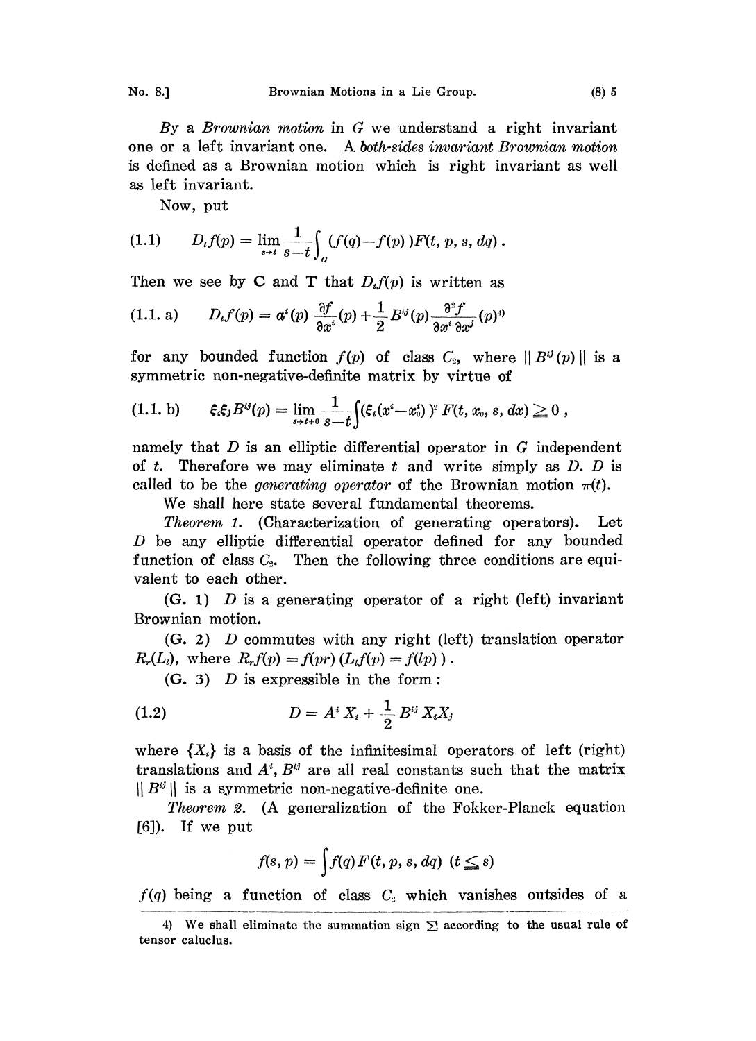*By a Brownian motion* in $G$ we understand a right invariant one or a left invariant one. A *both-sides invariant Brownian motion* is defined as a Brownian motion which is right invariant as well as left invariant.

Now, put

$$(1.1) \qquad D_t f(p) = \lim_{s \to t} \frac{1}{s-t} \int_G (f(q) - f(p)) F(t, p, s, dq) .$$

Then we see by **C** and **T** that $D_t f(p)$ is written as

$$(1.1. \text{a}) \qquad D_t f(p) = a^i(p) \frac{\partial f}{\partial x^i}(p) + \frac{1}{2} B^{ij}(p) \frac{\partial^2 f}{\partial x^i \partial x^j}(p)^{4)}$$

for any bounded function $f(p)$ of class $C_2$, where $\| B^{ij}(p) \|$ is a symmetric non-negative-definite matrix by virtue of

$$(1.1. \text{b}) \qquad \xi_i \xi_j B^{ij}(p) = \lim_{s \to t+0} \frac{1}{s-t} \int (\xi_i (x^i - x_0^i))^2 F(t, x_0, s, dx) \geq 0 ,$$

namely that $D$ is an elliptic differential operator in $G$ independent of $t$. Therefore we may eliminate $t$ and write simply as $D$. $D$ is called to be the *generating operator* of the Brownian motion $\pi(t)$.

We shall here state several fundamental theorems.

*Theorem 1.* (Characterization of generating operators). Let $D$ be any elliptic differential operator defined for any bounded function of class $C_2$. Then the following three conditions are equivalent to each other.

**(G. 1)** $D$ is a generating operator of a right (left) invariant Brownian motion.

**(G. 2)** $D$ commutes with any right (left) translation operator $R_r(L_l)$, where $R_r f(p) = f(pr)$ $(L_l f(p) = f(lp))$.

**(G. 3)** $D$ is expressible in the form:

$$(1.2) \qquad D = A^i X_i + \frac{1}{2} B^{ij} X_i X_j$$

where $\{X_i\}$ is a basis of the infinitesimal operators of left (right) translations and $A^i$, $B^{ij}$ are all real constants such that the matrix $\| B^{ij} \|$ is a symmetric non-negative-definite one.

*Theorem 2.* (A generalization of the Fokker-Planck equation [6]). If we put

$$f(s, p) = \int f(q) F(t, p, s, dq) \ (t \leq s)$$

$f(q)$ being a function of class $C_2$ which vanishes outsides of a

4) We shall eliminate the summation sign $\sum$ according to the usual rule of tensor caluclus.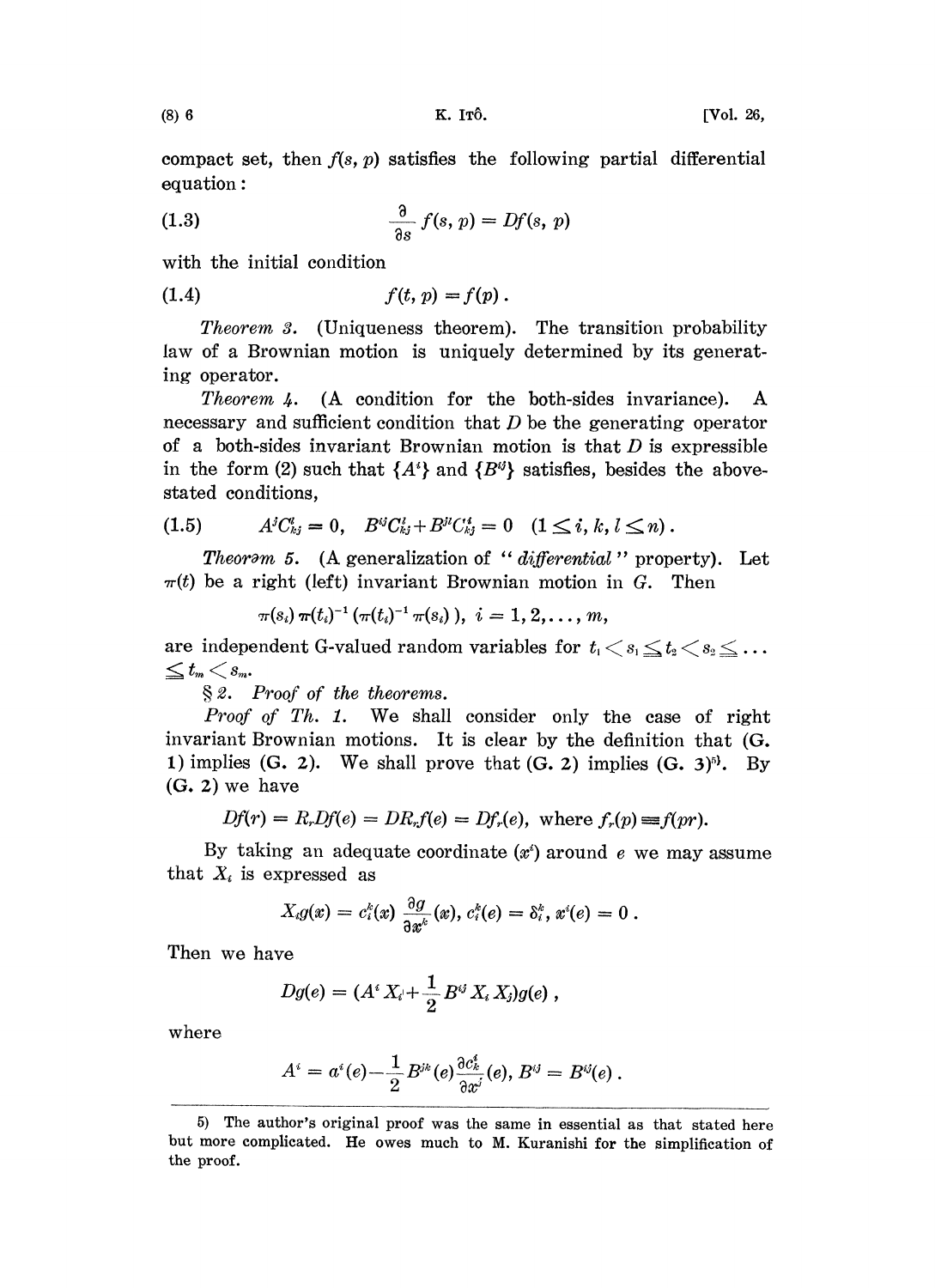compact set, then $f(s, p)$ satisfies the following partial differential equation:

$$\frac{\partial}{\partial s} f(s, p) = Df(s, p) \tag{1.3}$$

with the initial condition

$$f(t, p) = f(p). \tag{1.4}$$

*Theorem 3.* (Uniqueness theorem). The transition probability law of a Brownian motion is uniquely determined by its generating operator.

*Theorem 4.* (A condition for the both-sides invariance). A necessary and sufficient condition that $D$ be the generating operator of a both-sides invariant Brownian motion is that $D$ is expressible in the form (2) such that $\{A^i\}$ and $\{B^{ij}\}$ satisfies, besides the above-stated conditions,

$$A^j C_{kj}^i = 0, \quad B^{ij} C_{kj}^l + B^{jl} C_{kj}^i = 0 \quad (1 \leq i, k, l \leq n). \tag{1.5}$$

*Theorem 5.* (A generalization of "*differential*" property). Let $\pi(t)$ be a right (left) invariant Brownian motion in $G$. Then

$$\pi(s_i)\,\pi(t_i)^{-1}\,(\pi(t_i)^{-1}\,\pi(s_i)),\ i = 1, 2, \ldots, m,$$

are independent G-valued random variables for $t_1 < s_1 \leq t_2 < s_2 \leq \cdots \leq t_m < s_m$.

## § 2. *Proof of the theorems.*

*Proof of Th. 1.* We shall consider only the case of right invariant Brownian motions. It is clear by the definition that (G. 1) implies (G. 2). We shall prove that (G. 2) implies (G. 3)[5]. By (G. 2) we have

$$Df(r) = R_r Df(e) = DR_r f(e) = Df_r(e), \text{ where } f_r(p) \equiv f(pr).$$

By taking an adequate coordinate $(x^i)$ around $e$ we may assume that $X_i$ is expressed as

$$X_i g(x) = c_i^k(x) \frac{\partial g}{\partial x^k}(x),\ c_i^k(e) = \delta_i^k,\ x^i(e) = 0.$$

Then we have

$$Dg(e) = (A^i X_i + \frac{1}{2} B^{ij} X_i X_j) g(e),$$

where

$$A^i = a^i(e) - \frac{1}{2} B^{jk}(e) \frac{\partial c_k^i}{\partial x^j}(e),\ B^{ij} = B^{ij}(e).$$

---

5) The author's original proof was the same in essential as that stated here but more complicated. He owes much to M. Kuranishi for the simplification of the proof.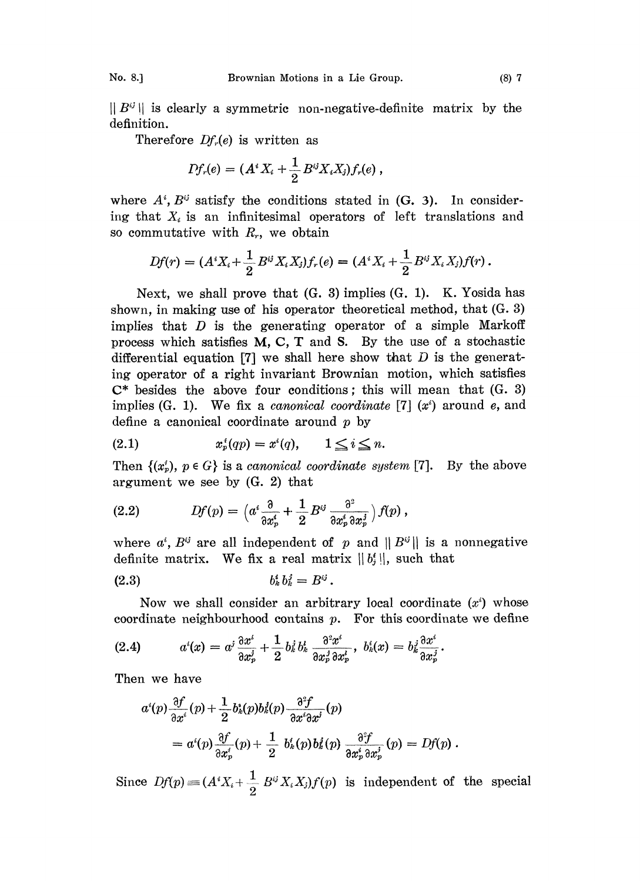$\| B^{ij} \|$ is clearly a symmetric non-negative-definite matrix by the definition.

Therefore $Df_r(e)$ is written as

$$Df_r(e) = (A^i X_i + \frac{1}{2} B^{ij} X_i X_j) f_r(e) ,$$

where $A^i, B^{ij}$ satisfy the conditions stated in (G. 3). In considering that $X_i$ is an infinitesimal operators of left translations and so commutative with $R_r$, we obtain

$$Df(r) = (A^i X_i + \frac{1}{2} B^{ij} X_i X_j) f_r(e) = (A^i X_i + \frac{1}{2} B^{ij} X_i X_j) f(r) .$$

Next, we shall prove that (G. 3) implies (G. 1). K. Yosida has shown, in making use of his operator theoretical method, that (G. 3) implies that $D$ is the generating operator of a simple Markoff process which satisfies **M**, **C**, **T** and **S**. By the use of a stochastic differential equation [7] we shall here show that $D$ is the generating operator of a right invariant Brownian motion, which satisfies **C\*** besides the above four conditions; this will mean that (G. 3) implies (G. 1). We fix a *canonical coordinate* [7] $(x^i)$ around $e$, and define a canonical coordinate around $p$ by

$$x_p^i(qp) = x^i(q), \qquad 1 \leq i \leq n. \tag{2.1}$$

Then $\{(x_p^i), p \in G\}$ is a *canonical coordinate system* [7]. By the above argument we see by (G. 2) that

$$Df(p) = \Big( a^i \frac{\partial}{\partial x_p^i} + \frac{1}{2} B^{ij} \frac{\partial^2}{\partial x_p^i \partial x_p^j} \Big) f(p) , \tag{2.2}$$

where $a^i, B^{ij}$ are all independent of $p$ and $\| B^{ij} \|$ is a nonnegative definite matrix. We fix a real matrix $\| b_j^i \|$, such that

$$b_k^i b_k^j = B^{ij} . \tag{2.3}$$

Now we shall consider an arbitrary local coordinate $(x^i)$ whose coordinate neighbourhood contains $p$. For this coordinate we define

$$a^i(x) = a^j \frac{\partial x^i}{\partial x_p^j} + \frac{1}{2} b_k^j b_k^l \frac{\partial^2 x^i}{\partial x_p^j \partial x_p^l} , \ \ b_k^i(x) = b_k^j \frac{\partial x^i}{\partial x_p^j} . \tag{2.4}$$

Then we have

$$a^i(p) \frac{\partial f}{\partial x^i}(p) + \frac{1}{2} b_k^i(p) b_k^j(p) \frac{\partial^2 f}{\partial x^i \partial x^j}(p)$$
$$= a^i(p) \frac{\partial f}{\partial x_p^i}(p) + \frac{1}{2} \ b_k^i(p) b_k^j(p) \ \frac{\partial^2 f}{\partial x_p^i \partial x_p^j}(p) = Df(p) .$$

Since $Df(p) \equiv (A^i X_i + \frac{1}{2} \ B^{ij} X_i X_j) f(p)$ is independent of the special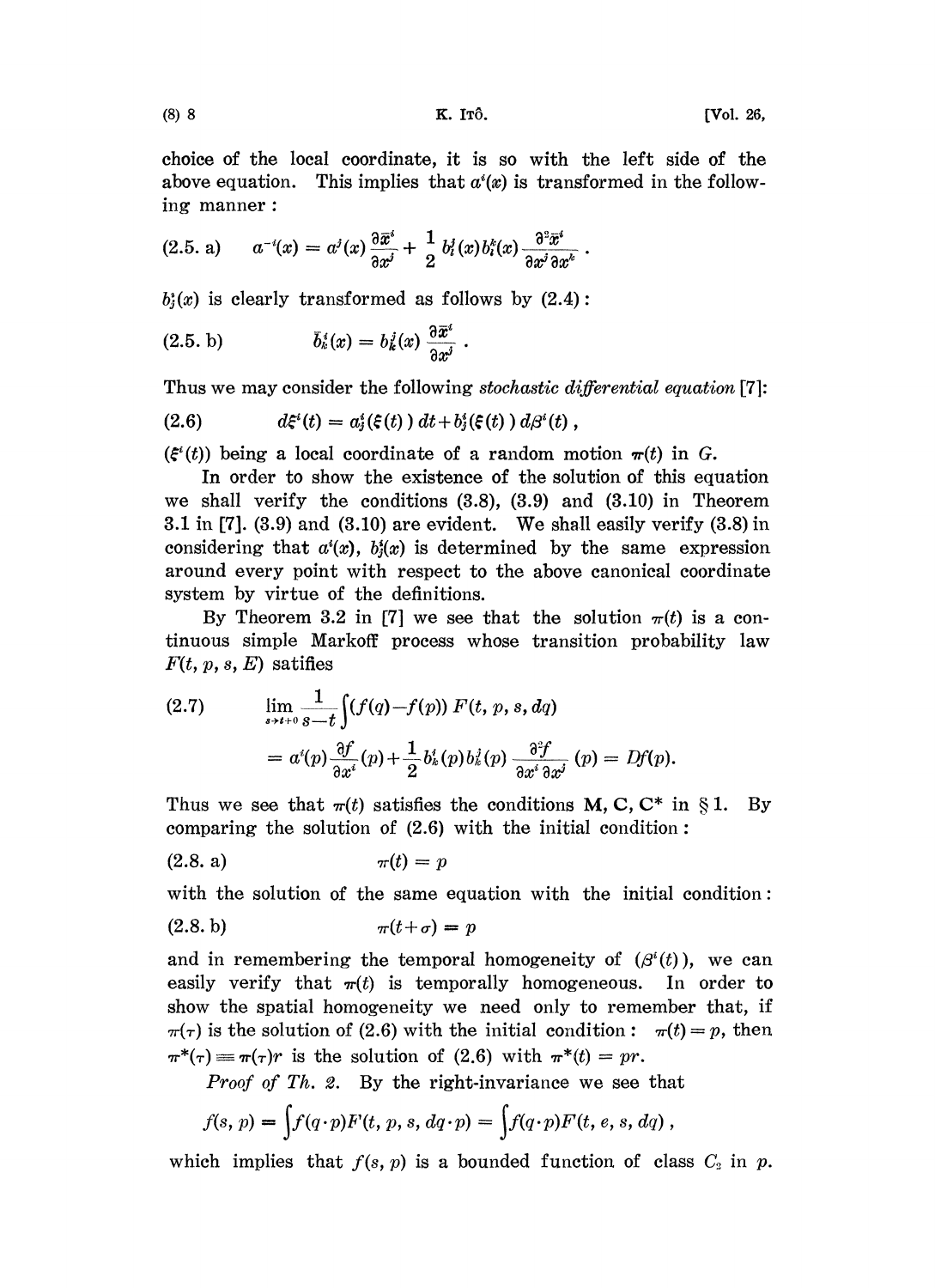choice of the local coordinate, it is so with the left side of the above equation. This implies that $a^i(x)$ is transformed in the following manner:

$$(2.5.\text{ a}) \qquad \bar{a}^i(x) = a^j(x)\frac{\partial \bar{x}^i}{\partial x^j} + \frac{1}{2}\, b_l^j(x) b_l^k(x) \frac{\partial^2 \bar{x}^i}{\partial x^j \partial x^k}\,.$$

$b_j^i(x)$ is clearly transformed as follows by (2.4):

$$(2.5.\text{ b}) \qquad \bar{b}_k^i(x) = b_k^j(x)\frac{\partial \bar{x}^i}{\partial x^j}\,.$$

Thus we may consider the following *stochastic differential equation* [7]:

$$(2.6) \qquad d\xi^i(t) = a_j^i(\xi(t))\,dt + b_j^i(\xi(t))\,d\beta^j(t)\,,$$

$(\xi^i(t))$ being a local coordinate of a random motion $\pi(t)$ in $G$.

In order to show the existence of the solution of this equation we shall verify the conditions (3.8), (3.9) and (3.10) in Theorem 3.1 in [7]. (3.9) and (3.10) are evident. We shall easily verify (3.8) in considering that $a^i(x)$, $b_j^i(x)$ is determined by the same expression around every point with respect to the above canonical coordinate system by virtue of the definitions.

By Theorem 3.2 in [7] we see that the solution $\pi(t)$ is a continuous simple Markoff process whose transition probability law $F(t, p, s, E)$ satifies

$$(2.7) \qquad \lim_{s \to t+0} \frac{1}{s-t}\int (f(q)-f(p))\, F(t, p, s, dq)$$
$$= a^i(p)\frac{\partial f}{\partial x^i}(p) + \frac{1}{2}\, b_k^i(p) b_k^j(p) \frac{\partial^2 f}{\partial x^i \partial x^j}(p) = Df(p).$$

Thus we see that $\pi(t)$ satisfies the conditions **M**, **C**, **C\*** in § 1. By comparing the solution of (2.6) with the initial condition:

$$(2.8.\text{ a}) \qquad \pi(t) = p$$

with the solution of the same equation with the initial condition:

$$(2.8.\text{ b}) \qquad \pi(t+\sigma) = p$$

and in remembering the temporal homogeneity of $(\beta^i(t))$, we can easily verify that $\pi(t)$ is temporally homogeneous. In order to show the spatial homogeneity we need only to remember that, if $\pi(\tau)$ is the solution of (2.6) with the initial condition: $\pi(t) = p$, then $\pi^*(\tau) \equiv \pi(\tau) r$ is the solution of (2.6) with $\pi^*(t) = pr$.

*Proof of Th. 2.* By the right-invariance we see that

$$f(s, p) = \int f(q\cdot p) F(t, p, s, dq\cdot p) = \int f(q\cdot p) F(t, e, s, dq)\,,$$

which implies that $f(s, p)$ is a bounded function of class $C_2$ in $p$.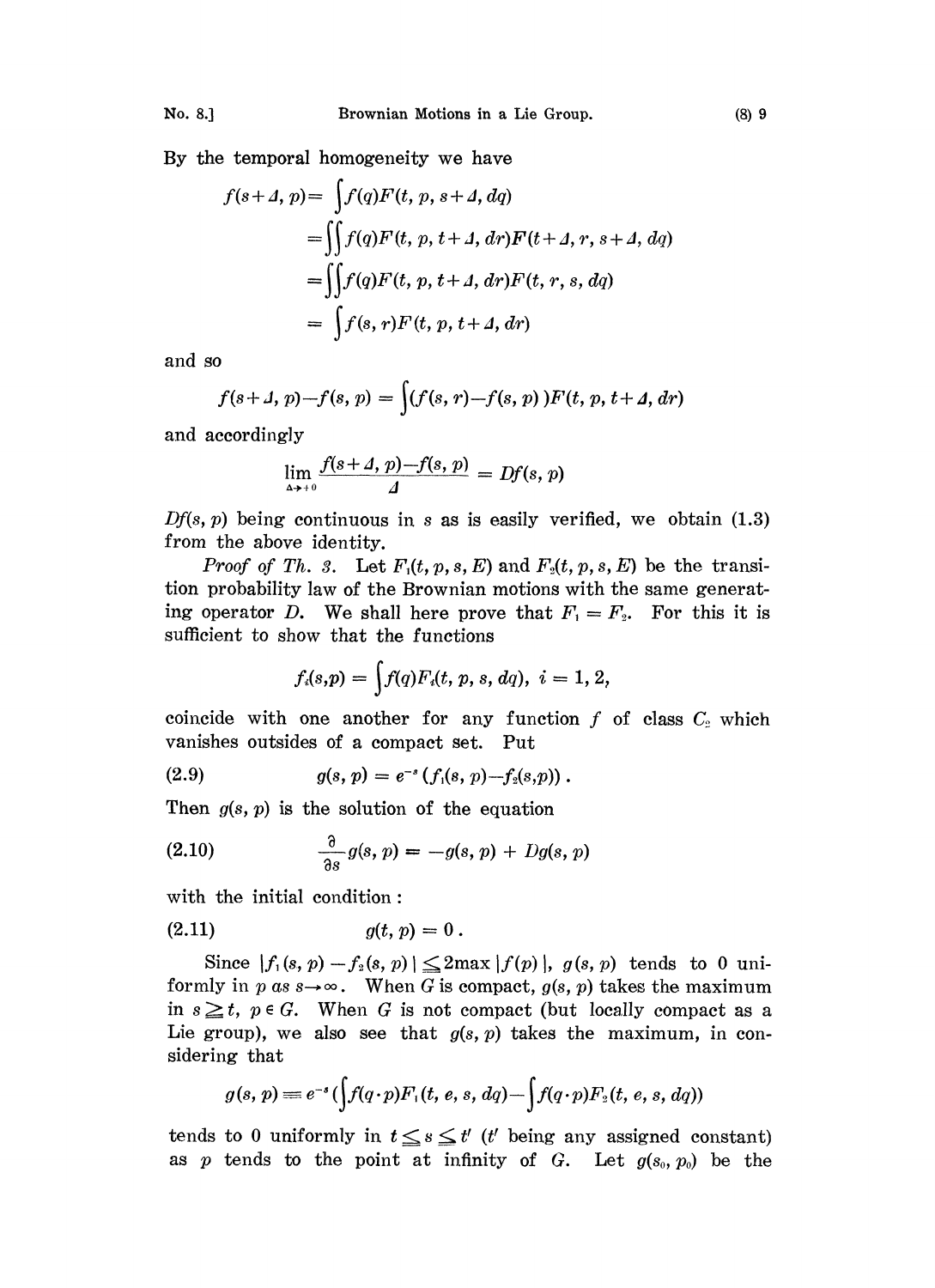By the temporal homogeneity we have

$$
\begin{aligned}
f(s+\Delta, p) &= \int f(q) F(t, p, s+\Delta, dq) \\
&= \iint f(q) F(t, p, t+\Delta, dr) F(t+\Delta, r, s+\Delta, dq) \\
&= \iint f(q) F(t, p, t+\Delta, dr) F(t, r, s, dq) \\
&= \int f(s, r) F(t, p, t+\Delta, dr)
\end{aligned}
$$

and so

$$
f(s+\Delta, p) - f(s, p) = \int (f(s, r) - f(s, p)) F(t, p, t+\Delta, dr)
$$

and accordingly

$$
\lim_{\Delta \to +0} \frac{f(s+\Delta, p) - f(s, p)}{\Delta} = Df(s, p)
$$

$Df(s, p)$ being continuous in $s$ as is easily verified, we obtain (1.3) from the above identity.

*Proof of Th. 3.* Let $F_1(t, p, s, E)$ and $F_2(t, p, s, E)$ be the transition probability law of the Brownian motions with the same generating operator $D$. We shall here prove that $F_1 = F_2$. For this it is sufficient to show that the functions

$$
f_i(s, p) = \int f(q) F_i(t, p, s, dq), \ i = 1, 2,
$$

coincide with one another for any function $f$ of class $C_2$ which vanishes outsides of a compact set. Put

$$
g(s, p) = e^{-s} (f_1(s, p) - f_2(s, p)) \,. \tag{2.9}
$$

Then $g(s, p)$ is the solution of the equation

$$
\frac{\partial}{\partial s} g(s, p) = -g(s, p) + Dg(s, p) \tag{2.10}
$$

with the initial condition:

$$
g(t, p) = 0 \,. \tag{2.11}
$$

Since $|f_1(s, p) - f_2(s, p)| \leq 2 \max |f(p)|$, $g(s, p)$ tends to 0 uniformly in $p$ as $s \to \infty$. When $G$ is compact, $g(s, p)$ takes the maximum in $s \geq t$, $p \in G$. When $G$ is not compact (but locally compact as a Lie group), we also see that $g(s, p)$ takes the maximum, in considering that

$$
g(s, p) \equiv e^{-s} \left( \int f(q \cdot p) F_1(t, e, s, dq) - \int f(q \cdot p) F_2(t, e, s, dq) \right)
$$

tends to 0 uniformly in $t \leq s \leq t'$ ($t'$ being any assigned constant) as $p$ tends to the point at infinity of $G$. Let $g(s_0, p_0)$ be the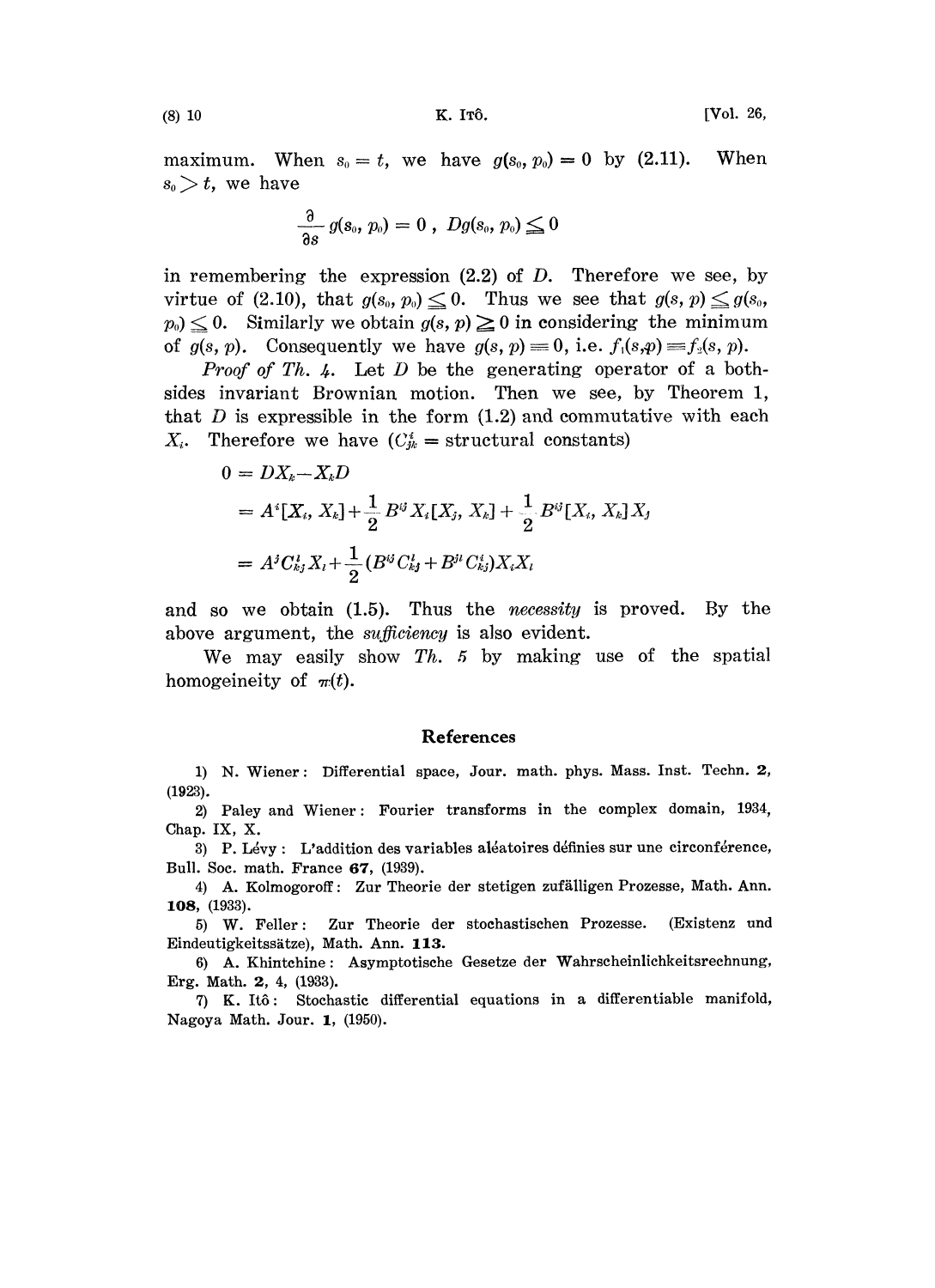maximum. When $s_0 = t$, we have $g(s_0, p_0) = 0$ by (2.11). When $s_0 > t$, we have

$$\frac{\partial}{\partial s} g(s_0, p_0) = 0\ ,\ Dg(s_0, p_0) \leqq 0$$

in remembering the expression (2.2) of $D$. Therefore we see, by virtue of (2.10), that $g(s_0, p_0) \leqq 0$. Thus we see that $g(s, p) \leqq g(s_0, p_0) \leqq 0$. Similarly we obtain $g(s, p) \geqq 0$ in considering the minimum of $g(s, p)$. Consequently we have $g(s, p) \equiv 0$, i.e. $f_1(s,p) \equiv f_2(s, p)$.

*Proof of Th. 4.* Let $D$ be the generating operator of a both-sides invariant Brownian motion. Then we see, by Theorem 1, that $D$ is expressible in the form (1.2) and commutative with each $X_i$. Therefore we have ($C^i_{jk}$ = structural constants)

$$\begin{aligned} 0 &= DX_k - X_k D \\ &= A^i[X_i, X_k] + \frac{1}{2} B^{ij} X_i [X_j, X_k] + \frac{1}{2} B^{ij} [X_i, X_k] X_j \\ &= A^j C^l_{kj} X_l + \frac{1}{2}(B^{ij} C^l_{kj} + B^{jl} C^i_{kj}) X_i X_l \end{aligned}$$

and so we obtain (1.5). Thus the *necessity* is proved. By the above argument, the *sufficiency* is also evident.

We may easily show *Th. 5* by making use of the spatial homogeineity of $\pi(t)$.

## References

1) N. Wiener: Differential space, Jour. math. phys. Mass. Inst. Techn. **2**, (1923).

2) Paley and Wiener: Fourier transforms in the complex domain, 1934, Chap. IX, X.

3) P. Lévy: L'addition des variables aléatoires définies sur une circonférence, Bull. Soc. math. France **67**, (1939).

4) A. Kolmogoroff: Zur Theorie der stetigen zufälligen Prozesse, Math. Ann. **108**, (1933).

5) W. Feller: Zur Theorie der stochastischen Prozesse. (Existenz und Eindeutigkeitssätze), Math. Ann. **113**.

6) A. Khintchine: Asymptotische Gesetze der Wahrscheinlichkeitsrechnung, Erg. Math. **2**, 4, (1933).

7) K. Itô: Stochastic differential equations in a differentiable manifold, Nagoya Math. Jour. **1**, (1950).